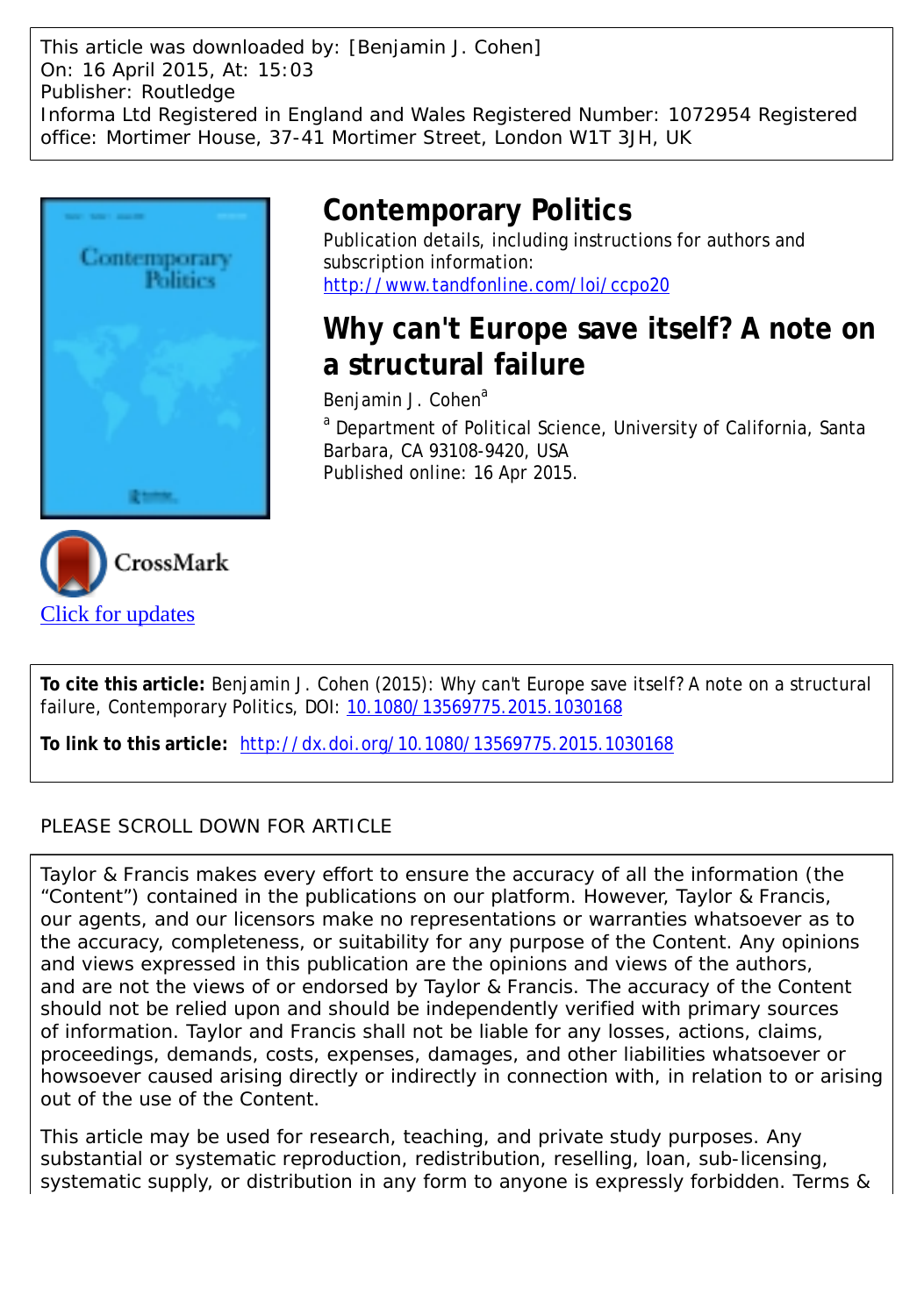This article was downloaded by: [Benjamin J. Cohen]
On: 16 April 2015, At: 15:03
Publisher: Routledge
Informa Ltd Registered in England and Wales Registered Number: 1072954 Registered office: Mortimer House, 37-41 Mortimer Street, London W1T 3JH, UK

# Contemporary Politics

Publication details, including instructions for authors and subscription information:
http://www.tandfonline.com/loi/ccpo20

# Why can't Europe save itself? A note on a structural failure

Benjamin J. Cohen[a]

[a] Department of Political Science, University of California, Santa Barbara, CA 93108-9420, USA

Published online: 16 Apr 2015.

CrossMark

Click for updates

**To cite this article:** Benjamin J. Cohen (2015): Why can't Europe save itself? A note on a structural failure, Contemporary Politics, DOI: 10.1080/13569775.2015.1030168

**To link to this article:** http://dx.doi.org/10.1080/13569775.2015.1030168

PLEASE SCROLL DOWN FOR ARTICLE

Taylor & Francis makes every effort to ensure the accuracy of all the information (the "Content") contained in the publications on our platform. However, Taylor & Francis, our agents, and our licensors make no representations or warranties whatsoever as to the accuracy, completeness, or suitability for any purpose of the Content. Any opinions and views expressed in this publication are the opinions and views of the authors, and are not the views of or endorsed by Taylor & Francis. The accuracy of the Content should not be relied upon and should be independently verified with primary sources of information. Taylor and Francis shall not be liable for any losses, actions, claims, proceedings, demands, costs, expenses, damages, and other liabilities whatsoever or howsoever caused arising directly or indirectly in connection with, in relation to or arising out of the use of the Content.

This article may be used for research, teaching, and private study purposes. Any substantial or systematic reproduction, redistribution, reselling, loan, sub-licensing, systematic supply, or distribution in any form to anyone is expressly forbidden. Terms &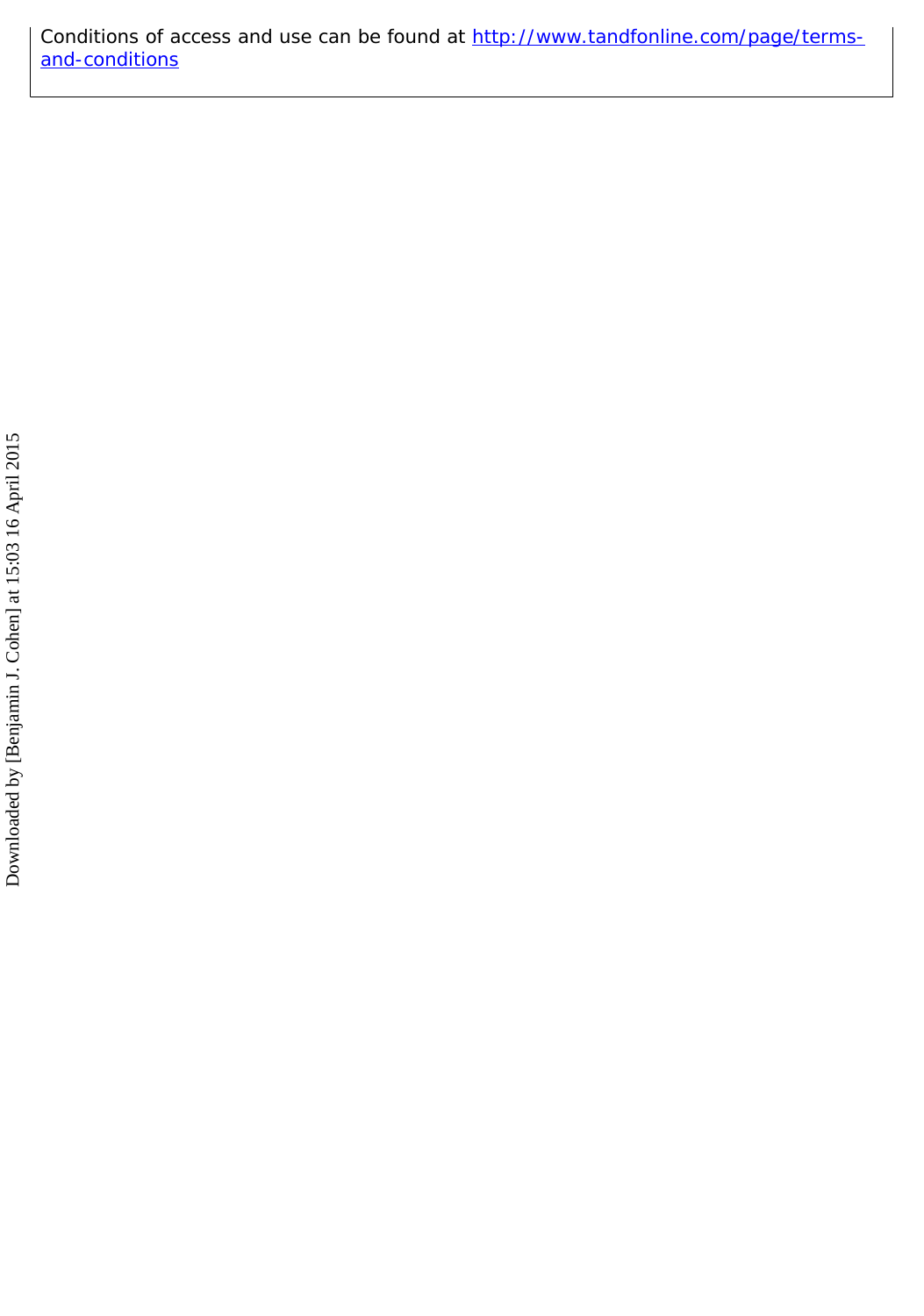Conditions of access and use can be found at [http://www.tandfonline.com/page/terms-and-conditions](http://www.tandfonline.com/page/terms-and-conditions)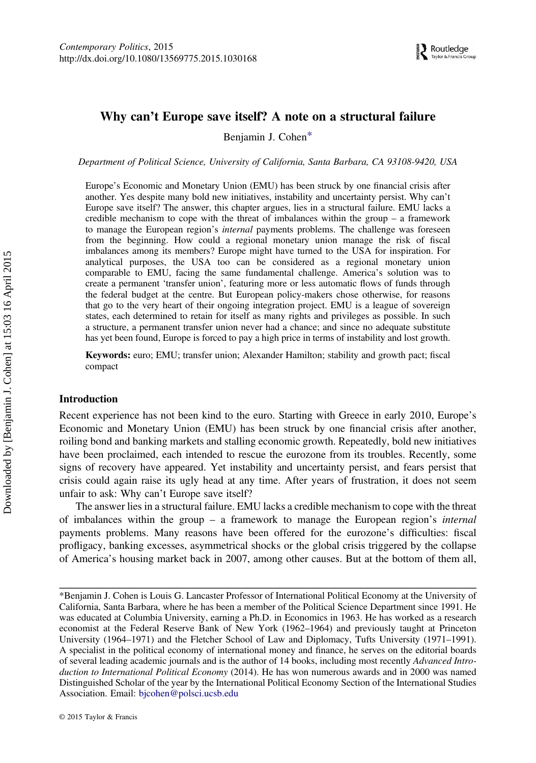# Why can't Europe save itself? A note on a structural failure

Benjamin J. Cohen*

*Department of Political Science, University of California, Santa Barbara, CA 93108-9420, USA*

> Europe's Economic and Monetary Union (EMU) has been struck by one financial crisis after another. Yes despite many bold new initiatives, instability and uncertainty persist. Why can't Europe save itself? The answer, this chapter argues, lies in a structural failure. EMU lacks a credible mechanism to cope with the threat of imbalances within the group – a framework to manage the European region's *internal* payments problems. The challenge was foreseen from the beginning. How could a regional monetary union manage the risk of fiscal imbalances among its members? Europe might have turned to the USA for inspiration. For analytical purposes, the USA too can be considered as a regional monetary union comparable to EMU, facing the same fundamental challenge. America's solution was to create a permanent 'transfer union', featuring more or less automatic flows of funds through the federal budget at the centre. But European policy-makers chose otherwise, for reasons that go to the very heart of their ongoing integration project. EMU is a league of sovereign states, each determined to retain for itself as many rights and privileges as possible. In such a structure, a permanent transfer union never had a chance; and since no adequate substitute has yet been found, Europe is forced to pay a high price in terms of instability and lost growth.
>
> **Keywords:** euro; EMU; transfer union; Alexander Hamilton; stability and growth pact; fiscal compact

## Introduction

Recent experience has not been kind to the euro. Starting with Greece in early 2010, Europe's Economic and Monetary Union (EMU) has been struck by one financial crisis after another, roiling bond and banking markets and stalling economic growth. Repeatedly, bold new initiatives have been proclaimed, each intended to rescue the eurozone from its troubles. Recently, some signs of recovery have appeared. Yet instability and uncertainty persist, and fears persist that crisis could again raise its ugly head at any time. After years of frustration, it does not seem unfair to ask: Why can't Europe save itself?

The answer lies in a structural failure. EMU lacks a credible mechanism to cope with the threat of imbalances within the group – a framework to manage the European region's *internal* payments problems. Many reasons have been offered for the eurozone's difficulties: fiscal profligacy, banking excesses, asymmetrical shocks or the global crisis triggered by the collapse of America's housing market back in 2007, among other causes. But at the bottom of them all,

---

*Benjamin J. Cohen is Louis G. Lancaster Professor of International Political Economy at the University of California, Santa Barbara, where he has been a member of the Political Science Department since 1991. He was educated at Columbia University, earning a Ph.D. in Economics in 1963. He has worked as a research economist at the Federal Reserve Bank of New York (1962–1964) and previously taught at Princeton University (1964–1971) and the Fletcher School of Law and Diplomacy, Tufts University (1971–1991). A specialist in the political economy of international money and finance, he serves on the editorial boards of several leading academic journals and is the author of 14 books, including most recently *Advanced Introduction to International Political Economy* (2014). He has won numerous awards and in 2000 was named Distinguished Scholar of the year by the International Political Economy Section of the International Studies Association. Email: bjcohen@polsci.ucsb.edu

© 2015 Taylor & Francis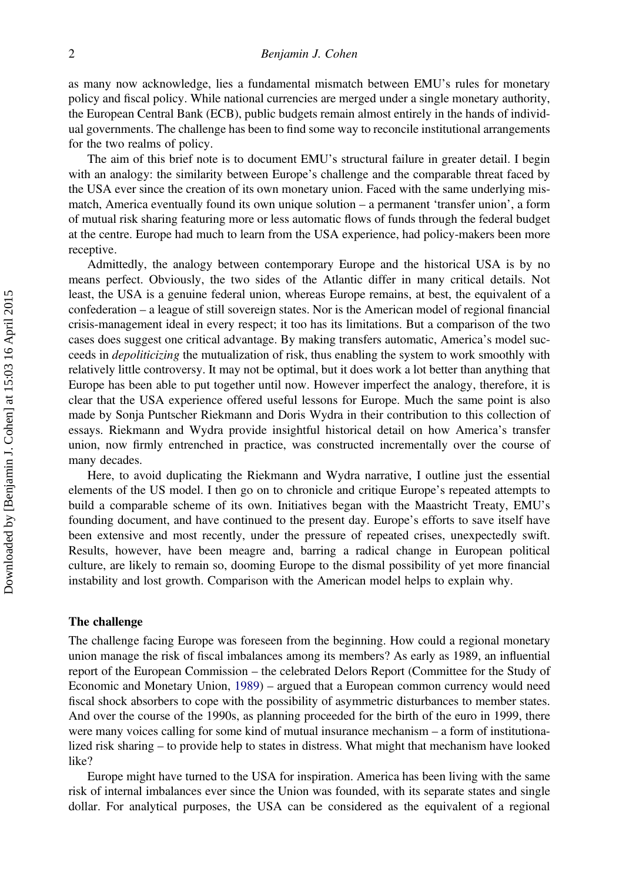as many now acknowledge, lies a fundamental mismatch between EMU's rules for monetary policy and fiscal policy. While national currencies are merged under a single monetary authority, the European Central Bank (ECB), public budgets remain almost entirely in the hands of individual governments. The challenge has been to find some way to reconcile institutional arrangements for the two realms of policy.

The aim of this brief note is to document EMU's structural failure in greater detail. I begin with an analogy: the similarity between Europe's challenge and the comparable threat faced by the USA ever since the creation of its own monetary union. Faced with the same underlying mismatch, America eventually found its own unique solution – a permanent 'transfer union', a form of mutual risk sharing featuring more or less automatic flows of funds through the federal budget at the centre. Europe had much to learn from the USA experience, had policy-makers been more receptive.

Admittedly, the analogy between contemporary Europe and the historical USA is by no means perfect. Obviously, the two sides of the Atlantic differ in many critical details. Not least, the USA is a genuine federal union, whereas Europe remains, at best, the equivalent of a confederation – a league of still sovereign states. Nor is the American model of regional financial crisis-management ideal in every respect; it too has its limitations. But a comparison of the two cases does suggest one critical advantage. By making transfers automatic, America's model succeeds in *depoliticizing* the mutualization of risk, thus enabling the system to work smoothly with relatively little controversy. It may not be optimal, but it does work a lot better than anything that Europe has been able to put together until now. However imperfect the analogy, therefore, it is clear that the USA experience offered useful lessons for Europe. Much the same point is also made by Sonja Puntscher Riekmann and Doris Wydra in their contribution to this collection of essays. Riekmann and Wydra provide insightful historical detail on how America's transfer union, now firmly entrenched in practice, was constructed incrementally over the course of many decades.

Here, to avoid duplicating the Riekmann and Wydra narrative, I outline just the essential elements of the US model. I then go on to chronicle and critique Europe's repeated attempts to build a comparable scheme of its own. Initiatives began with the Maastricht Treaty, EMU's founding document, and have continued to the present day. Europe's efforts to save itself have been extensive and most recently, under the pressure of repeated crises, unexpectedly swift. Results, however, have been meagre and, barring a radical change in European political culture, are likely to remain so, dooming Europe to the dismal possibility of yet more financial instability and lost growth. Comparison with the American model helps to explain why.

## The challenge

The challenge facing Europe was foreseen from the beginning. How could a regional monetary union manage the risk of fiscal imbalances among its members? As early as 1989, an influential report of the European Commission – the celebrated Delors Report (Committee for the Study of Economic and Monetary Union, 1989) – argued that a European common currency would need fiscal shock absorbers to cope with the possibility of asymmetric disturbances to member states. And over the course of the 1990s, as planning proceeded for the birth of the euro in 1999, there were many voices calling for some kind of mutual insurance mechanism – a form of institutionalized risk sharing – to provide help to states in distress. What might that mechanism have looked like?

Europe might have turned to the USA for inspiration. America has been living with the same risk of internal imbalances ever since the Union was founded, with its separate states and single dollar. For analytical purposes, the USA can be considered as the equivalent of a regional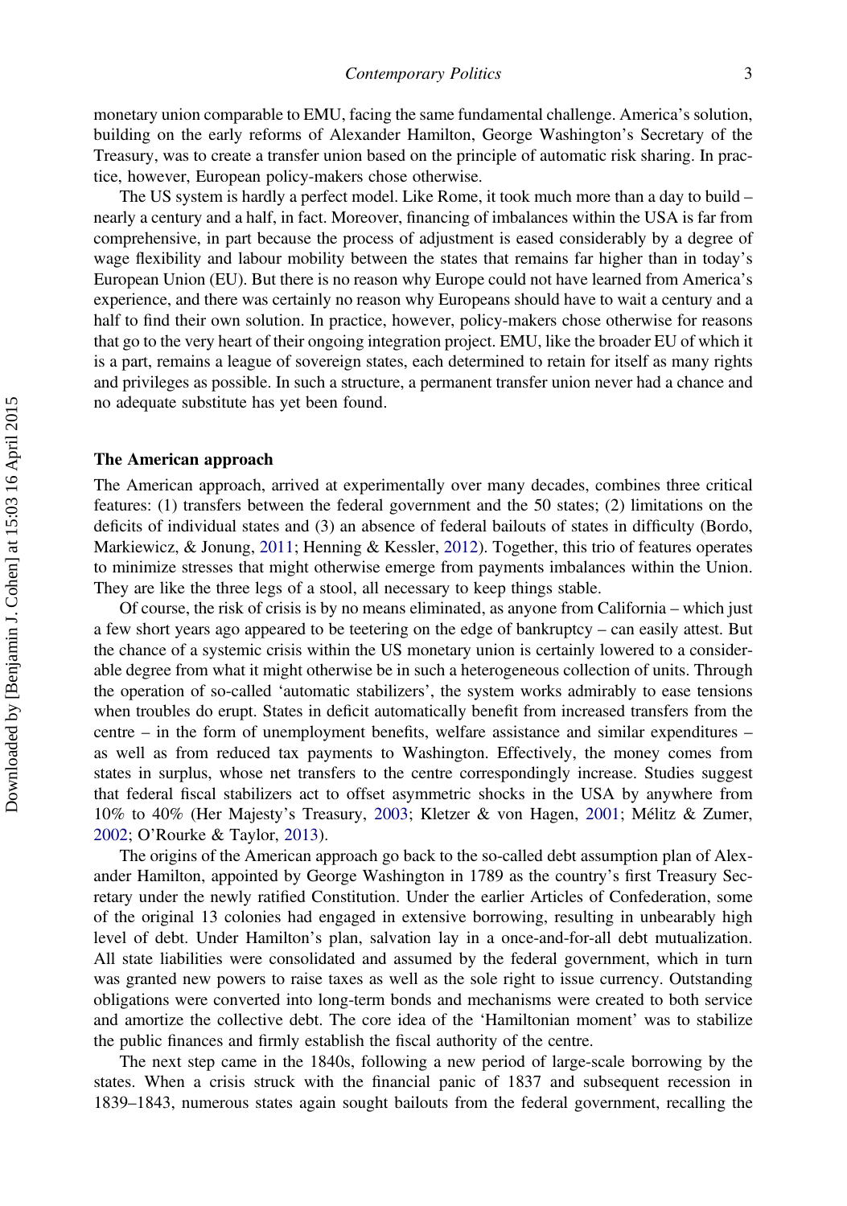monetary union comparable to EMU, facing the same fundamental challenge. America's solution, building on the early reforms of Alexander Hamilton, George Washington's Secretary of the Treasury, was to create a transfer union based on the principle of automatic risk sharing. In practice, however, European policy-makers chose otherwise.

The US system is hardly a perfect model. Like Rome, it took much more than a day to build – nearly a century and a half, in fact. Moreover, financing of imbalances within the USA is far from comprehensive, in part because the process of adjustment is eased considerably by a degree of wage flexibility and labour mobility between the states that remains far higher than in today's European Union (EU). But there is no reason why Europe could not have learned from America's experience, and there was certainly no reason why Europeans should have to wait a century and a half to find their own solution. In practice, however, policy-makers chose otherwise for reasons that go to the very heart of their ongoing integration project. EMU, like the broader EU of which it is a part, remains a league of sovereign states, each determined to retain for itself as many rights and privileges as possible. In such a structure, a permanent transfer union never had a chance and no adequate substitute has yet been found.

## The American approach

The American approach, arrived at experimentally over many decades, combines three critical features: (1) transfers between the federal government and the 50 states; (2) limitations on the deficits of individual states and (3) an absence of federal bailouts of states in difficulty (Bordo, Markiewicz, & Jonung, 2011; Henning & Kessler, 2012). Together, this trio of features operates to minimize stresses that might otherwise emerge from payments imbalances within the Union. They are like the three legs of a stool, all necessary to keep things stable.

Of course, the risk of crisis is by no means eliminated, as anyone from California – which just a few short years ago appeared to be teetering on the edge of bankruptcy – can easily attest. But the chance of a systemic crisis within the US monetary union is certainly lowered to a considerable degree from what it might otherwise be in such a heterogeneous collection of units. Through the operation of so-called 'automatic stabilizers', the system works admirably to ease tensions when troubles do erupt. States in deficit automatically benefit from increased transfers from the centre – in the form of unemployment benefits, welfare assistance and similar expenditures – as well as from reduced tax payments to Washington. Effectively, the money comes from states in surplus, whose net transfers to the centre correspondingly increase. Studies suggest that federal fiscal stabilizers act to offset asymmetric shocks in the USA by anywhere from 10% to 40% (Her Majesty's Treasury, 2003; Kletzer & von Hagen, 2001; Mélitz & Zumer, 2002; O'Rourke & Taylor, 2013).

The origins of the American approach go back to the so-called debt assumption plan of Alexander Hamilton, appointed by George Washington in 1789 as the country's first Treasury Secretary under the newly ratified Constitution. Under the earlier Articles of Confederation, some of the original 13 colonies had engaged in extensive borrowing, resulting in unbearably high level of debt. Under Hamilton's plan, salvation lay in a once-and-for-all debt mutualization. All state liabilities were consolidated and assumed by the federal government, which in turn was granted new powers to raise taxes as well as the sole right to issue currency. Outstanding obligations were converted into long-term bonds and mechanisms were created to both service and amortize the collective debt. The core idea of the 'Hamiltonian moment' was to stabilize the public finances and firmly establish the fiscal authority of the centre.

The next step came in the 1840s, following a new period of large-scale borrowing by the states. When a crisis struck with the financial panic of 1837 and subsequent recession in 1839–1843, numerous states again sought bailouts from the federal government, recalling the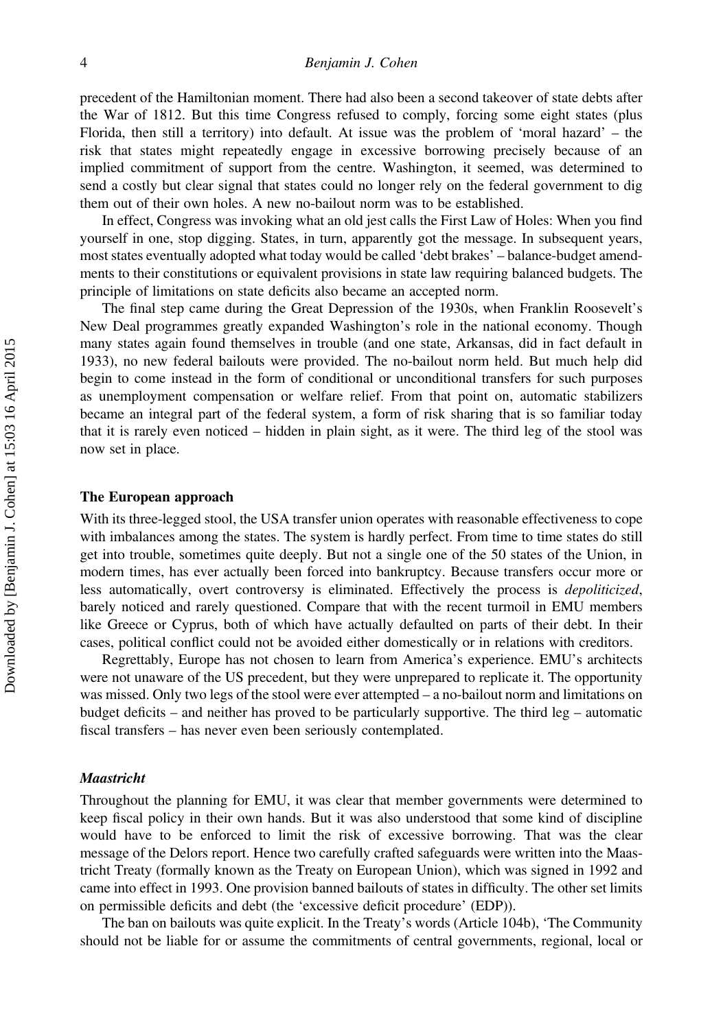precedent of the Hamiltonian moment. There had also been a second takeover of state debts after the War of 1812. But this time Congress refused to comply, forcing some eight states (plus Florida, then still a territory) into default. At issue was the problem of 'moral hazard' – the risk that states might repeatedly engage in excessive borrowing precisely because of an implied commitment of support from the centre. Washington, it seemed, was determined to send a costly but clear signal that states could no longer rely on the federal government to dig them out of their own holes. A new no-bailout norm was to be established.

In effect, Congress was invoking what an old jest calls the First Law of Holes: When you find yourself in one, stop digging. States, in turn, apparently got the message. In subsequent years, most states eventually adopted what today would be called 'debt brakes' – balance-budget amendments to their constitutions or equivalent provisions in state law requiring balanced budgets. The principle of limitations on state deficits also became an accepted norm.

The final step came during the Great Depression of the 1930s, when Franklin Roosevelt's New Deal programmes greatly expanded Washington's role in the national economy. Though many states again found themselves in trouble (and one state, Arkansas, did in fact default in 1933), no new federal bailouts were provided. The no-bailout norm held. But much help did begin to come instead in the form of conditional or unconditional transfers for such purposes as unemployment compensation or welfare relief. From that point on, automatic stabilizers became an integral part of the federal system, a form of risk sharing that is so familiar today that it is rarely even noticed – hidden in plain sight, as it were. The third leg of the stool was now set in place.

## The European approach

With its three-legged stool, the USA transfer union operates with reasonable effectiveness to cope with imbalances among the states. The system is hardly perfect. From time to time states do still get into trouble, sometimes quite deeply. But not a single one of the 50 states of the Union, in modern times, has ever actually been forced into bankruptcy. Because transfers occur more or less automatically, overt controversy is eliminated. Effectively the process is *depoliticized*, barely noticed and rarely questioned. Compare that with the recent turmoil in EMU members like Greece or Cyprus, both of which have actually defaulted on parts of their debt. In their cases, political conflict could not be avoided either domestically or in relations with creditors.

Regrettably, Europe has not chosen to learn from America's experience. EMU's architects were not unaware of the US precedent, but they were unprepared to replicate it. The opportunity was missed. Only two legs of the stool were ever attempted – a no-bailout norm and limitations on budget deficits – and neither has proved to be particularly supportive. The third leg – automatic fiscal transfers – has never even been seriously contemplated.

### *Maastricht*

Throughout the planning for EMU, it was clear that member governments were determined to keep fiscal policy in their own hands. But it was also understood that some kind of discipline would have to be enforced to limit the risk of excessive borrowing. That was the clear message of the Delors report. Hence two carefully crafted safeguards were written into the Maastricht Treaty (formally known as the Treaty on European Union), which was signed in 1992 and came into effect in 1993. One provision banned bailouts of states in difficulty. The other set limits on permissible deficits and debt (the 'excessive deficit procedure' (EDP)).

The ban on bailouts was quite explicit. In the Treaty's words (Article 104b), 'The Community should not be liable for or assume the commitments of central governments, regional, local or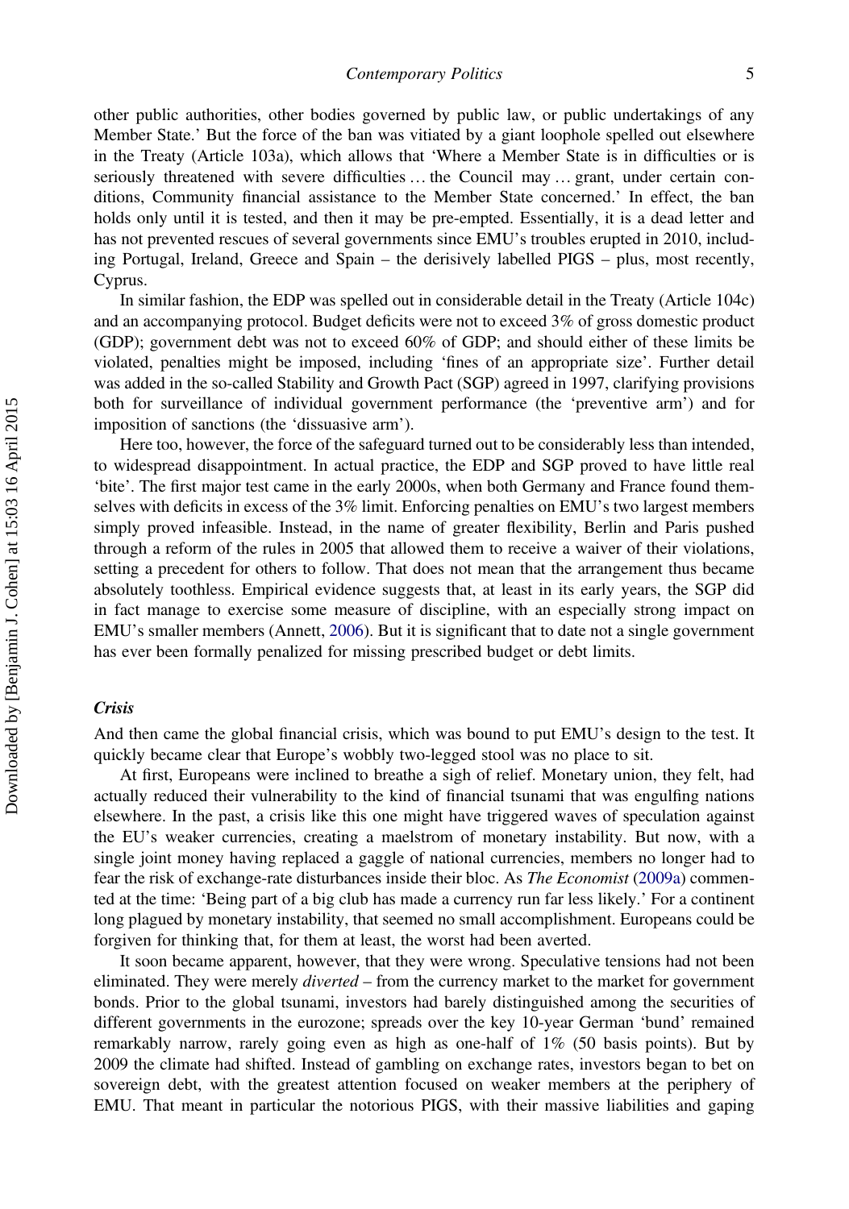other public authorities, other bodies governed by public law, or public undertakings of any Member State.' But the force of the ban was vitiated by a giant loophole spelled out elsewhere in the Treaty (Article 103a), which allows that 'Where a Member State is in difficulties or is seriously threatened with severe difficulties … the Council may … grant, under certain conditions, Community financial assistance to the Member State concerned.' In effect, the ban holds only until it is tested, and then it may be pre-empted. Essentially, it is a dead letter and has not prevented rescues of several governments since EMU's troubles erupted in 2010, including Portugal, Ireland, Greece and Spain – the derisively labelled PIGS – plus, most recently, Cyprus.

In similar fashion, the EDP was spelled out in considerable detail in the Treaty (Article 104c) and an accompanying protocol. Budget deficits were not to exceed 3% of gross domestic product (GDP); government debt was not to exceed 60% of GDP; and should either of these limits be violated, penalties might be imposed, including 'fines of an appropriate size'. Further detail was added in the so-called Stability and Growth Pact (SGP) agreed in 1997, clarifying provisions both for surveillance of individual government performance (the 'preventive arm') and for imposition of sanctions (the 'dissuasive arm').

Here too, however, the force of the safeguard turned out to be considerably less than intended, to widespread disappointment. In actual practice, the EDP and SGP proved to have little real 'bite'. The first major test came in the early 2000s, when both Germany and France found themselves with deficits in excess of the 3% limit. Enforcing penalties on EMU's two largest members simply proved infeasible. Instead, in the name of greater flexibility, Berlin and Paris pushed through a reform of the rules in 2005 that allowed them to receive a waiver of their violations, setting a precedent for others to follow. That does not mean that the arrangement thus became absolutely toothless. Empirical evidence suggests that, at least in its early years, the SGP did in fact manage to exercise some measure of discipline, with an especially strong impact on EMU's smaller members (Annett, 2006). But it is significant that to date not a single government has ever been formally penalized for missing prescribed budget or debt limits.

### *Crisis*

And then came the global financial crisis, which was bound to put EMU's design to the test. It quickly became clear that Europe's wobbly two-legged stool was no place to sit.

At first, Europeans were inclined to breathe a sigh of relief. Monetary union, they felt, had actually reduced their vulnerability to the kind of financial tsunami that was engulfing nations elsewhere. In the past, a crisis like this one might have triggered waves of speculation against the EU's weaker currencies, creating a maelstrom of monetary instability. But now, with a single joint money having replaced a gaggle of national currencies, members no longer had to fear the risk of exchange-rate disturbances inside their bloc. As *The Economist* (2009a) commented at the time: 'Being part of a big club has made a currency run far less likely.' For a continent long plagued by monetary instability, that seemed no small accomplishment. Europeans could be forgiven for thinking that, for them at least, the worst had been averted.

It soon became apparent, however, that they were wrong. Speculative tensions had not been eliminated. They were merely *diverted* – from the currency market to the market for government bonds. Prior to the global tsunami, investors had barely distinguished among the securities of different governments in the eurozone; spreads over the key 10-year German 'bund' remained remarkably narrow, rarely going even as high as one-half of 1% (50 basis points). But by 2009 the climate had shifted. Instead of gambling on exchange rates, investors began to bet on sovereign debt, with the greatest attention focused on weaker members at the periphery of EMU. That meant in particular the notorious PIGS, with their massive liabilities and gaping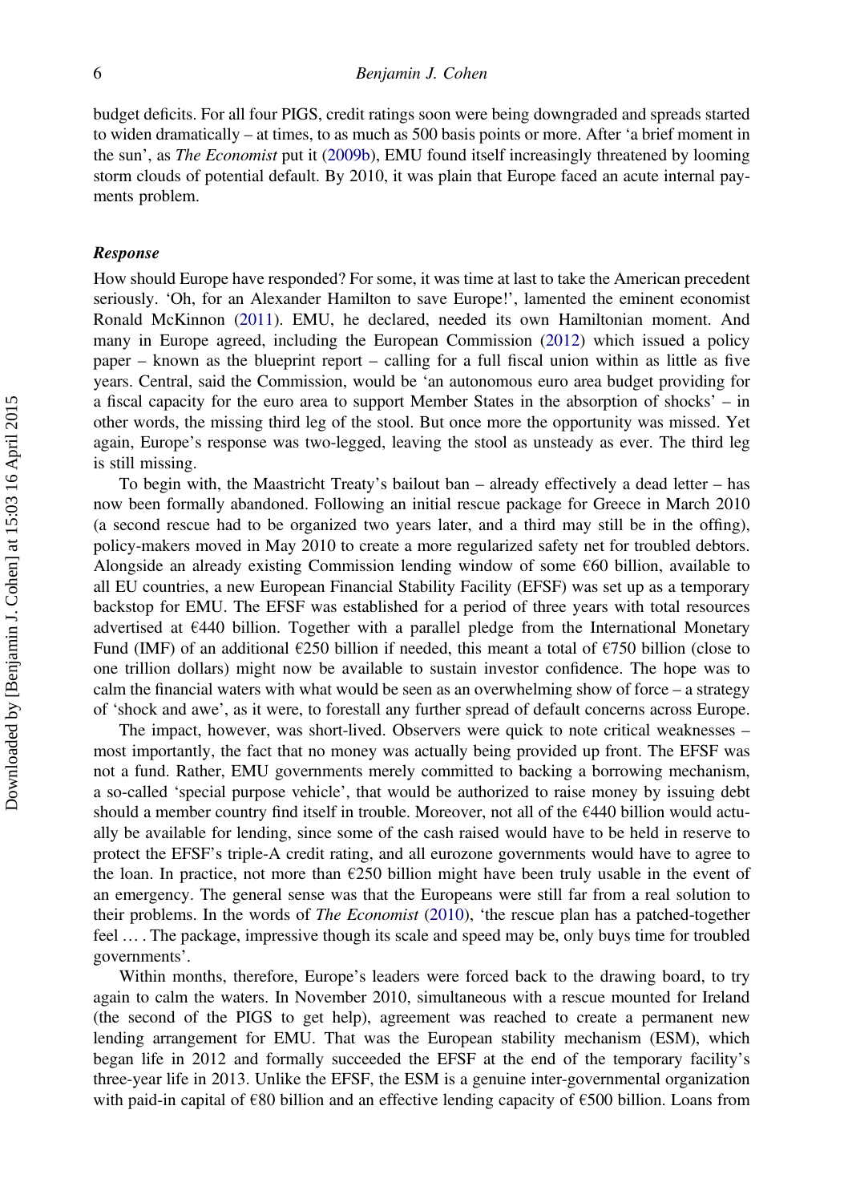budget deficits. For all four PIGS, credit ratings soon were being downgraded and spreads started to widen dramatically – at times, to as much as 500 basis points or more. After 'a brief moment in the sun', as *The Economist* put it (2009b), EMU found itself increasingly threatened by looming storm clouds of potential default. By 2010, it was plain that Europe faced an acute internal payments problem.

### *Response*

How should Europe have responded? For some, it was time at last to take the American precedent seriously. 'Oh, for an Alexander Hamilton to save Europe!', lamented the eminent economist Ronald McKinnon (2011). EMU, he declared, needed its own Hamiltonian moment. And many in Europe agreed, including the European Commission (2012) which issued a policy paper – known as the blueprint report – calling for a full fiscal union within as little as five years. Central, said the Commission, would be 'an autonomous euro area budget providing for a fiscal capacity for the euro area to support Member States in the absorption of shocks' – in other words, the missing third leg of the stool. But once more the opportunity was missed. Yet again, Europe's response was two-legged, leaving the stool as unsteady as ever. The third leg is still missing.

To begin with, the Maastricht Treaty's bailout ban – already effectively a dead letter – has now been formally abandoned. Following an initial rescue package for Greece in March 2010 (a second rescue had to be organized two years later, and a third may still be in the offing), policy-makers moved in May 2010 to create a more regularized safety net for troubled debtors. Alongside an already existing Commission lending window of some €60 billion, available to all EU countries, a new European Financial Stability Facility (EFSF) was set up as a temporary backstop for EMU. The EFSF was established for a period of three years with total resources advertised at €440 billion. Together with a parallel pledge from the International Monetary Fund (IMF) of an additional €250 billion if needed, this meant a total of €750 billion (close to one trillion dollars) might now be available to sustain investor confidence. The hope was to calm the financial waters with what would be seen as an overwhelming show of force – a strategy of 'shock and awe', as it were, to forestall any further spread of default concerns across Europe.

The impact, however, was short-lived. Observers were quick to note critical weaknesses – most importantly, the fact that no money was actually being provided up front. The EFSF was not a fund. Rather, EMU governments merely committed to backing a borrowing mechanism, a so-called 'special purpose vehicle', that would be authorized to raise money by issuing debt should a member country find itself in trouble. Moreover, not all of the €440 billion would actually be available for lending, since some of the cash raised would have to be held in reserve to protect the EFSF's triple-A credit rating, and all eurozone governments would have to agree to the loan. In practice, not more than €250 billion might have been truly usable in the event of an emergency. The general sense was that the Europeans were still far from a real solution to their problems. In the words of *The Economist* (2010), 'the rescue plan has a patched-together feel … . The package, impressive though its scale and speed may be, only buys time for troubled governments'.

Within months, therefore, Europe's leaders were forced back to the drawing board, to try again to calm the waters. In November 2010, simultaneous with a rescue mounted for Ireland (the second of the PIGS to get help), agreement was reached to create a permanent new lending arrangement for EMU. That was the European stability mechanism (ESM), which began life in 2012 and formally succeeded the EFSF at the end of the temporary facility's three-year life in 2013. Unlike the EFSF, the ESM is a genuine inter-governmental organization with paid-in capital of €80 billion and an effective lending capacity of €500 billion. Loans from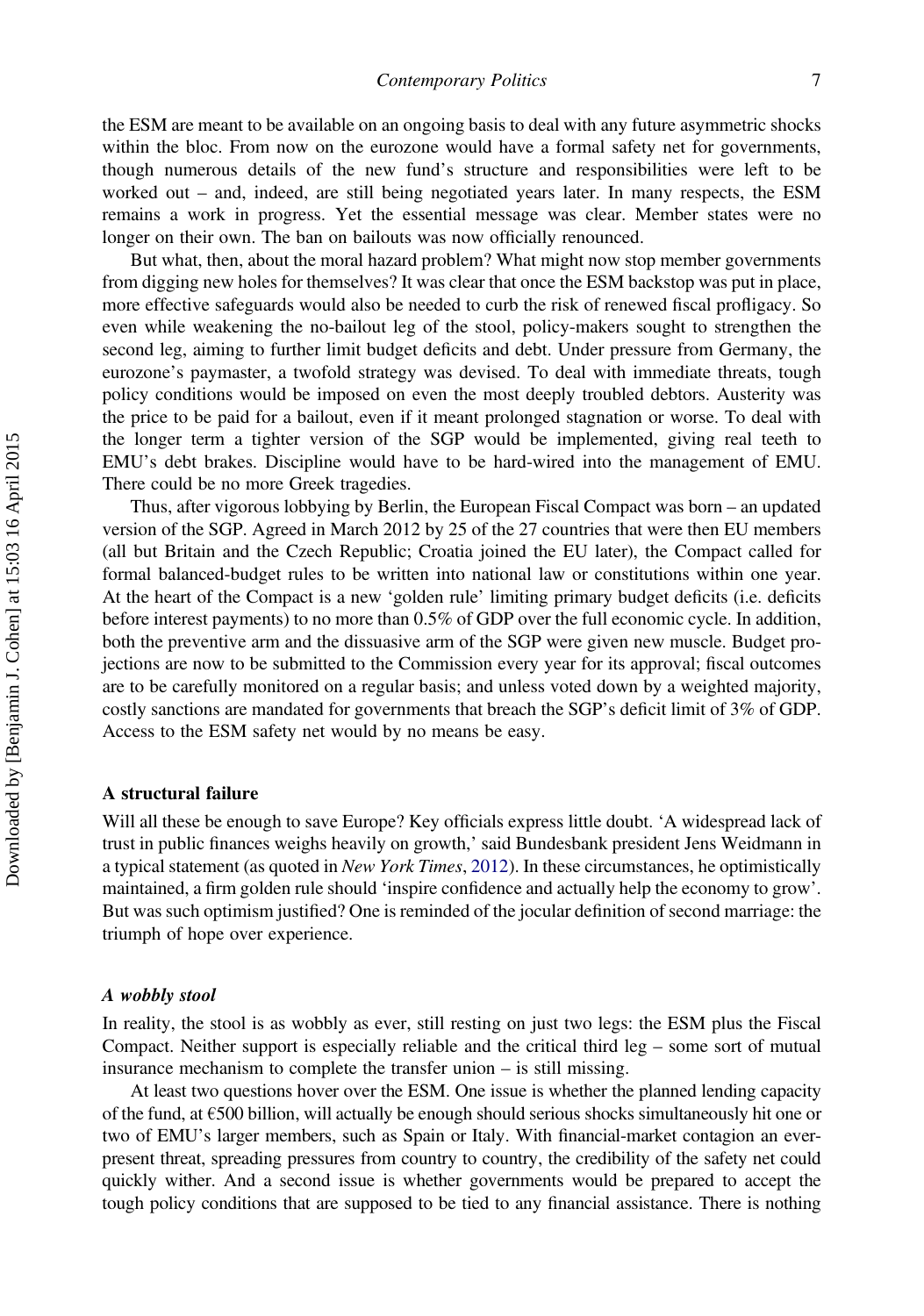the ESM are meant to be available on an ongoing basis to deal with any future asymmetric shocks within the bloc. From now on the eurozone would have a formal safety net for governments, though numerous details of the new fund's structure and responsibilities were left to be worked out – and, indeed, are still being negotiated years later. In many respects, the ESM remains a work in progress. Yet the essential message was clear. Member states were no longer on their own. The ban on bailouts was now officially renounced.

But what, then, about the moral hazard problem? What might now stop member governments from digging new holes for themselves? It was clear that once the ESM backstop was put in place, more effective safeguards would also be needed to curb the risk of renewed fiscal profligacy. So even while weakening the no-bailout leg of the stool, policy-makers sought to strengthen the second leg, aiming to further limit budget deficits and debt. Under pressure from Germany, the eurozone's paymaster, a twofold strategy was devised. To deal with immediate threats, tough policy conditions would be imposed on even the most deeply troubled debtors. Austerity was the price to be paid for a bailout, even if it meant prolonged stagnation or worse. To deal with the longer term a tighter version of the SGP would be implemented, giving real teeth to EMU's debt brakes. Discipline would have to be hard-wired into the management of EMU. There could be no more Greek tragedies.

Thus, after vigorous lobbying by Berlin, the European Fiscal Compact was born – an updated version of the SGP. Agreed in March 2012 by 25 of the 27 countries that were then EU members (all but Britain and the Czech Republic; Croatia joined the EU later), the Compact called for formal balanced-budget rules to be written into national law or constitutions within one year. At the heart of the Compact is a new 'golden rule' limiting primary budget deficits (i.e. deficits before interest payments) to no more than 0.5% of GDP over the full economic cycle. In addition, both the preventive arm and the dissuasive arm of the SGP were given new muscle. Budget projections are now to be submitted to the Commission every year for its approval; fiscal outcomes are to be carefully monitored on a regular basis; and unless voted down by a weighted majority, costly sanctions are mandated for governments that breach the SGP's deficit limit of 3% of GDP. Access to the ESM safety net would by no means be easy.

## A structural failure

Will all these be enough to save Europe? Key officials express little doubt. 'A widespread lack of trust in public finances weighs heavily on growth,' said Bundesbank president Jens Weidmann in a typical statement (as quoted in *New York Times*, 2012). In these circumstances, he optimistically maintained, a firm golden rule should 'inspire confidence and actually help the economy to grow'. But was such optimism justified? One is reminded of the jocular definition of second marriage: the triumph of hope over experience.

### *A wobbly stool*

In reality, the stool is as wobbly as ever, still resting on just two legs: the ESM plus the Fiscal Compact. Neither support is especially reliable and the critical third leg – some sort of mutual insurance mechanism to complete the transfer union – is still missing.

At least two questions hover over the ESM. One issue is whether the planned lending capacity of the fund, at €500 billion, will actually be enough should serious shocks simultaneously hit one or two of EMU's larger members, such as Spain or Italy. With financial-market contagion an ever-present threat, spreading pressures from country to country, the credibility of the safety net could quickly wither. And a second issue is whether governments would be prepared to accept the tough policy conditions that are supposed to be tied to any financial assistance. There is nothing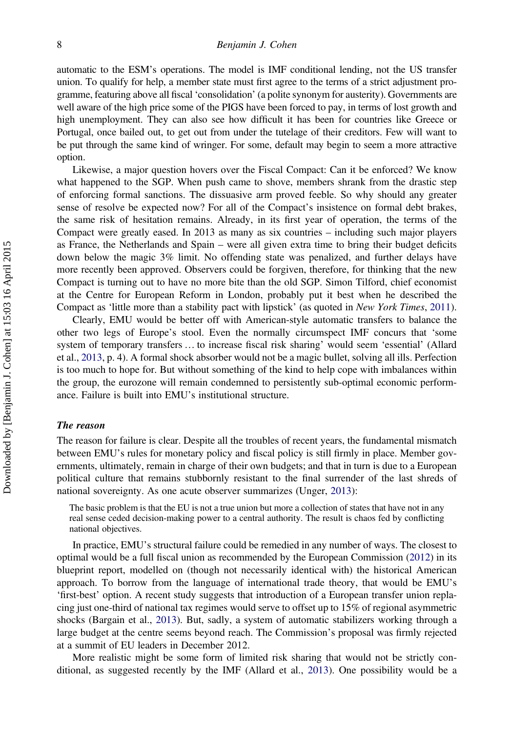automatic to the ESM's operations. The model is IMF conditional lending, not the US transfer union. To qualify for help, a member state must first agree to the terms of a strict adjustment programme, featuring above all fiscal 'consolidation' (a polite synonym for austerity). Governments are well aware of the high price some of the PIGS have been forced to pay, in terms of lost growth and high unemployment. They can also see how difficult it has been for countries like Greece or Portugal, once bailed out, to get out from under the tutelage of their creditors. Few will want to be put through the same kind of wringer. For some, default may begin to seem a more attractive option.

Likewise, a major question hovers over the Fiscal Compact: Can it be enforced? We know what happened to the SGP. When push came to shove, members shrank from the drastic step of enforcing formal sanctions. The dissuasive arm proved feeble. So why should any greater sense of resolve be expected now? For all of the Compact's insistence on formal debt brakes, the same risk of hesitation remains. Already, in its first year of operation, the terms of the Compact were greatly eased. In 2013 as many as six countries – including such major players as France, the Netherlands and Spain – were all given extra time to bring their budget deficits down below the magic 3% limit. No offending state was penalized, and further delays have more recently been approved. Observers could be forgiven, therefore, for thinking that the new Compact is turning out to have no more bite than the old SGP. Simon Tilford, chief economist at the Centre for European Reform in London, probably put it best when he described the Compact as 'little more than a stability pact with lipstick' (as quoted in *New York Times*, 2011).

Clearly, EMU would be better off with American-style automatic transfers to balance the other two legs of Europe's stool. Even the normally circumspect IMF concurs that 'some system of temporary transfers … to increase fiscal risk sharing' would seem 'essential' (Allard et al., 2013, p. 4). A formal shock absorber would not be a magic bullet, solving all ills. Perfection is too much to hope for. But without something of the kind to help cope with imbalances within the group, the eurozone will remain condemned to persistently sub-optimal economic performance. Failure is built into EMU's institutional structure.

### *The reason*

The reason for failure is clear. Despite all the troubles of recent years, the fundamental mismatch between EMU's rules for monetary policy and fiscal policy is still firmly in place. Member governments, ultimately, remain in charge of their own budgets; and that in turn is due to a European political culture that remains stubbornly resistant to the final surrender of the last shreds of national sovereignty. As one acute observer summarizes (Unger, 2013):

> The basic problem is that the EU is not a true union but more a collection of states that have not in any real sense ceded decision-making power to a central authority. The result is chaos fed by conflicting national objectives.

In practice, EMU's structural failure could be remedied in any number of ways. The closest to optimal would be a full fiscal union as recommended by the European Commission (2012) in its blueprint report, modelled on (though not necessarily identical with) the historical American approach. To borrow from the language of international trade theory, that would be EMU's 'first-best' option. A recent study suggests that introduction of a European transfer union replacing just one-third of national tax regimes would serve to offset up to 15% of regional asymmetric shocks (Bargain et al., 2013). But, sadly, a system of automatic stabilizers working through a large budget at the centre seems beyond reach. The Commission's proposal was firmly rejected at a summit of EU leaders in December 2012.

More realistic might be some form of limited risk sharing that would not be strictly conditional, as suggested recently by the IMF (Allard et al., 2013). One possibility would be a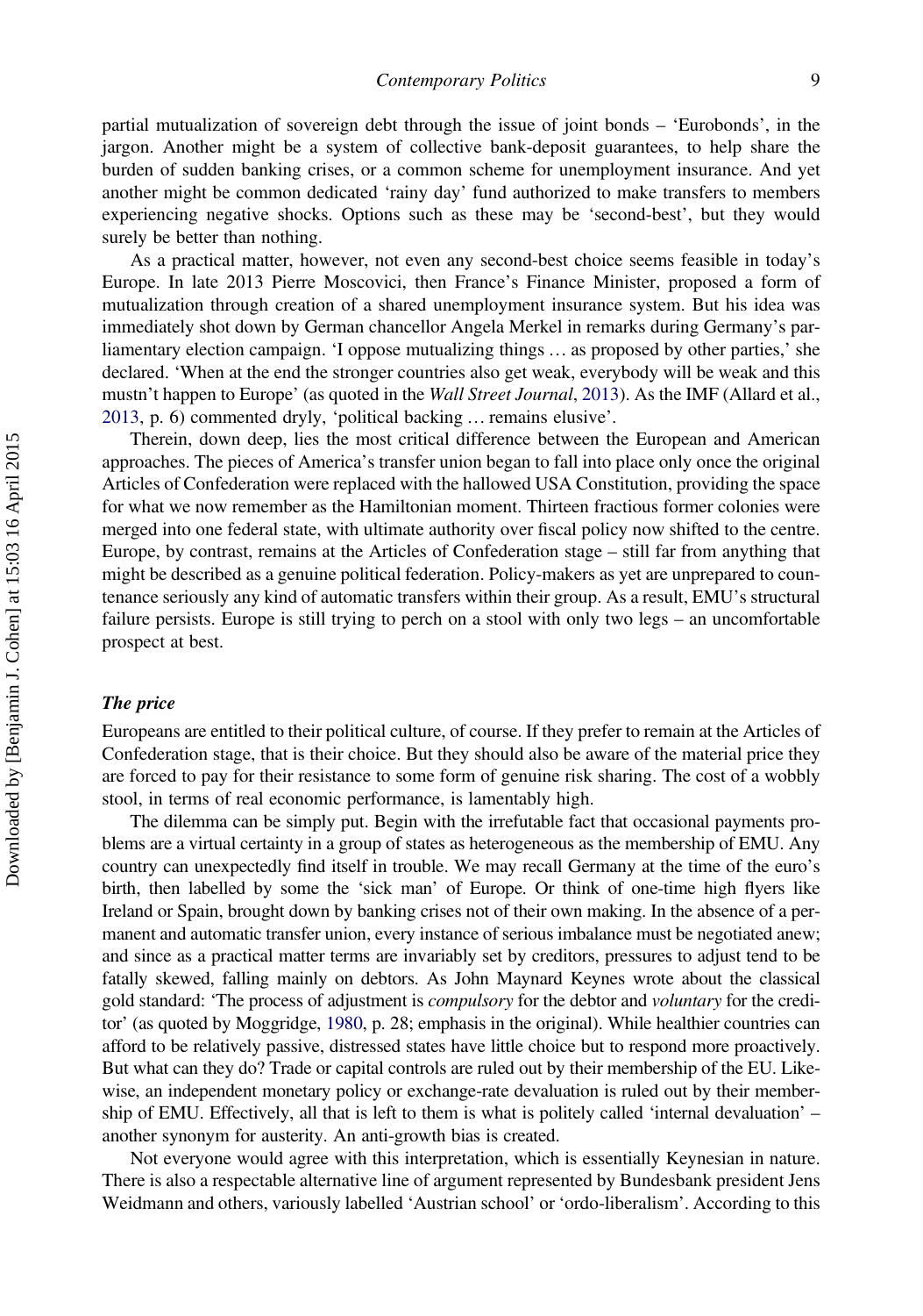partial mutualization of sovereign debt through the issue of joint bonds – 'Eurobonds', in the jargon. Another might be a system of collective bank-deposit guarantees, to help share the burden of sudden banking crises, or a common scheme for unemployment insurance. And yet another might be common dedicated 'rainy day' fund authorized to make transfers to members experiencing negative shocks. Options such as these may be 'second-best', but they would surely be better than nothing.

As a practical matter, however, not even any second-best choice seems feasible in today's Europe. In late 2013 Pierre Moscovici, then France's Finance Minister, proposed a form of mutualization through creation of a shared unemployment insurance system. But his idea was immediately shot down by German chancellor Angela Merkel in remarks during Germany's parliamentary election campaign. 'I oppose mutualizing things … as proposed by other parties,' she declared. 'When at the end the stronger countries also get weak, everybody will be weak and this mustn't happen to Europe' (as quoted in the *Wall Street Journal*, 2013). As the IMF (Allard et al., 2013, p. 6) commented dryly, 'political backing … remains elusive'.

Therein, down deep, lies the most critical difference between the European and American approaches. The pieces of America's transfer union began to fall into place only once the original Articles of Confederation were replaced with the hallowed USA Constitution, providing the space for what we now remember as the Hamiltonian moment. Thirteen fractious former colonies were merged into one federal state, with ultimate authority over fiscal policy now shifted to the centre. Europe, by contrast, remains at the Articles of Confederation stage – still far from anything that might be described as a genuine political federation. Policy-makers as yet are unprepared to countenance seriously any kind of automatic transfers within their group. As a result, EMU's structural failure persists. Europe is still trying to perch on a stool with only two legs – an uncomfortable prospect at best.

### *The price*

Europeans are entitled to their political culture, of course. If they prefer to remain at the Articles of Confederation stage, that is their choice. But they should also be aware of the material price they are forced to pay for their resistance to some form of genuine risk sharing. The cost of a wobbly stool, in terms of real economic performance, is lamentably high.

The dilemma can be simply put. Begin with the irrefutable fact that occasional payments problems are a virtual certainty in a group of states as heterogeneous as the membership of EMU. Any country can unexpectedly find itself in trouble. We may recall Germany at the time of the euro's birth, then labelled by some the 'sick man' of Europe. Or think of one-time high flyers like Ireland or Spain, brought down by banking crises not of their own making. In the absence of a permanent and automatic transfer union, every instance of serious imbalance must be negotiated anew; and since as a practical matter terms are invariably set by creditors, pressures to adjust tend to be fatally skewed, falling mainly on debtors. As John Maynard Keynes wrote about the classical gold standard: 'The process of adjustment is *compulsory* for the debtor and *voluntary* for the creditor' (as quoted by Moggridge, 1980, p. 28; emphasis in the original). While healthier countries can afford to be relatively passive, distressed states have little choice but to respond more proactively. But what can they do? Trade or capital controls are ruled out by their membership of the EU. Likewise, an independent monetary policy or exchange-rate devaluation is ruled out by their membership of EMU. Effectively, all that is left to them is what is politely called 'internal devaluation' – another synonym for austerity. An anti-growth bias is created.

Not everyone would agree with this interpretation, which is essentially Keynesian in nature. There is also a respectable alternative line of argument represented by Bundesbank president Jens Weidmann and others, variously labelled 'Austrian school' or 'ordo-liberalism'. According to this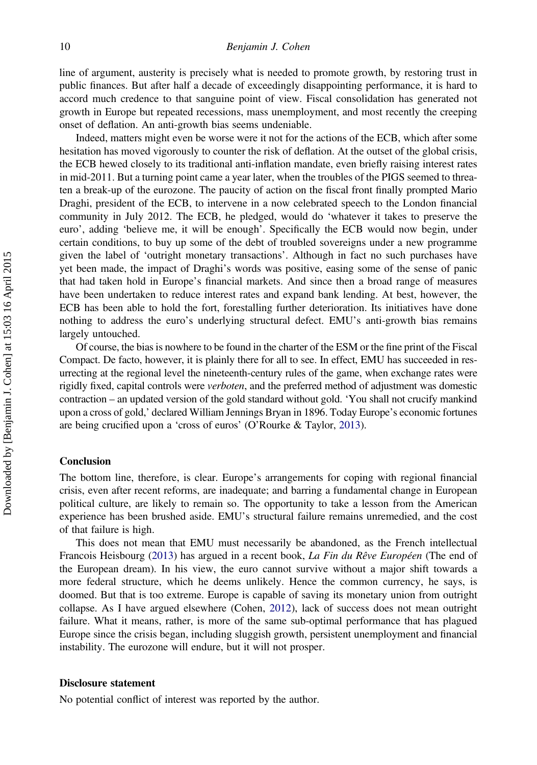line of argument, austerity is precisely what is needed to promote growth, by restoring trust in public finances. But after half a decade of exceedingly disappointing performance, it is hard to accord much credence to that sanguine point of view. Fiscal consolidation has generated not growth in Europe but repeated recessions, mass unemployment, and most recently the creeping onset of deflation. An anti-growth bias seems undeniable.

Indeed, matters might even be worse were it not for the actions of the ECB, which after some hesitation has moved vigorously to counter the risk of deflation. At the outset of the global crisis, the ECB hewed closely to its traditional anti-inflation mandate, even briefly raising interest rates in mid-2011. But a turning point came a year later, when the troubles of the PIGS seemed to threaten a break-up of the eurozone. The paucity of action on the fiscal front finally prompted Mario Draghi, president of the ECB, to intervene in a now celebrated speech to the London financial community in July 2012. The ECB, he pledged, would do 'whatever it takes to preserve the euro', adding 'believe me, it will be enough'. Specifically the ECB would now begin, under certain conditions, to buy up some of the debt of troubled sovereigns under a new programme given the label of 'outright monetary transactions'. Although in fact no such purchases have yet been made, the impact of Draghi's words was positive, easing some of the sense of panic that had taken hold in Europe's financial markets. And since then a broad range of measures have been undertaken to reduce interest rates and expand bank lending. At best, however, the ECB has been able to hold the fort, forestalling further deterioration. Its initiatives have done nothing to address the euro's underlying structural defect. EMU's anti-growth bias remains largely untouched.

Of course, the bias is nowhere to be found in the charter of the ESM or the fine print of the Fiscal Compact. De facto, however, it is plainly there for all to see. In effect, EMU has succeeded in resurrecting at the regional level the nineteenth-century rules of the game, when exchange rates were rigidly fixed, capital controls were *verboten*, and the preferred method of adjustment was domestic contraction – an updated version of the gold standard without gold. 'You shall not crucify mankind upon a cross of gold,' declared William Jennings Bryan in 1896. Today Europe's economic fortunes are being crucified upon a 'cross of euros' (O'Rourke & Taylor, 2013).

## Conclusion

The bottom line, therefore, is clear. Europe's arrangements for coping with regional financial crisis, even after recent reforms, are inadequate; and barring a fundamental change in European political culture, are likely to remain so. The opportunity to take a lesson from the American experience has been brushed aside. EMU's structural failure remains unremedied, and the cost of that failure is high.

This does not mean that EMU must necessarily be abandoned, as the French intellectual Francois Heisbourg (2013) has argued in a recent book, *La Fin du Rêve Européen* (The end of the European dream). In his view, the euro cannot survive without a major shift towards a more federal structure, which he deems unlikely. Hence the common currency, he says, is doomed. But that is too extreme. Europe is capable of saving its monetary union from outright collapse. As I have argued elsewhere (Cohen, 2012), lack of success does not mean outright failure. What it means, rather, is more of the same sub-optimal performance that has plagued Europe since the crisis began, including sluggish growth, persistent unemployment and financial instability. The eurozone will endure, but it will not prosper.

## Disclosure statement

No potential conflict of interest was reported by the author.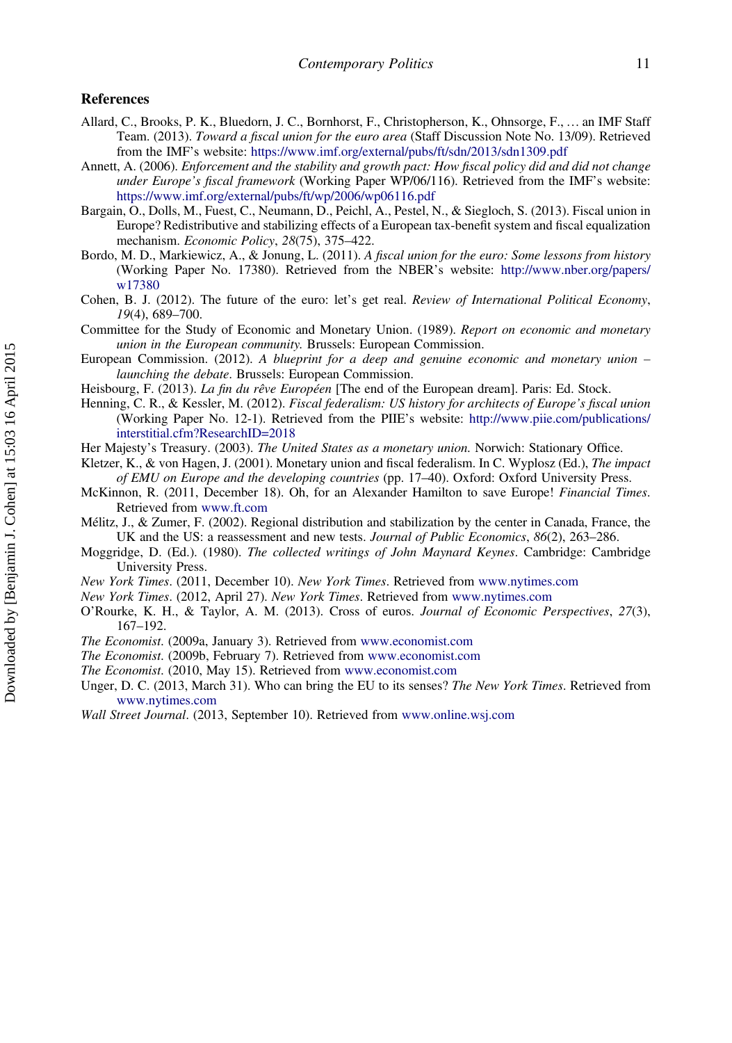## References

Allard, C., Brooks, P. K., Bluedorn, J. C., Bornhorst, F., Christopherson, K., Ohnsorge, F., … an IMF Staff Team. (2013). *Toward a fiscal union for the euro area* (Staff Discussion Note No. 13/09). Retrieved from the IMF's website: https://www.imf.org/external/pubs/ft/sdn/2013/sdn1309.pdf

Annett, A. (2006). *Enforcement and the stability and growth pact: How fiscal policy did and did not change under Europe's fiscal framework* (Working Paper WP/06/116). Retrieved from the IMF's website: https://www.imf.org/external/pubs/ft/wp/2006/wp06116.pdf

Bargain, O., Dolls, M., Fuest, C., Neumann, D., Peichl, A., Pestel, N., & Siegloch, S. (2013). Fiscal union in Europe? Redistributive and stabilizing effects of a European tax-benefit system and fiscal equalization mechanism. *Economic Policy*, *28*(75), 375–422.

Bordo, M. D., Markiewicz, A., & Jonung, L. (2011). *A fiscal union for the euro: Some lessons from history* (Working Paper No. 17380). Retrieved from the NBER's website: http://www.nber.org/papers/w17380

Cohen, B. J. (2012). The future of the euro: let's get real. *Review of International Political Economy*, *19*(4), 689–700.

Committee for the Study of Economic and Monetary Union. (1989). *Report on economic and monetary union in the European community.* Brussels: European Commission.

European Commission. (2012). *A blueprint for a deep and genuine economic and monetary union – launching the debate*. Brussels: European Commission.

Heisbourg, F. (2013). *La fin du rêve Européen* [The end of the European dream]. Paris: Ed. Stock.

Henning, C. R., & Kessler, M. (2012). *Fiscal federalism: US history for architects of Europe's fiscal union* (Working Paper No. 12-1). Retrieved from the PIIE's website: http://www.piie.com/publications/interstitial.cfm?ResearchID=2018

Her Majesty's Treasury. (2003). *The United States as a monetary union.* Norwich: Stationary Office.

Kletzer, K., & von Hagen, J. (2001). Monetary union and fiscal federalism. In C. Wyplosz (Ed.), *The impact of EMU on Europe and the developing countries* (pp. 17–40). Oxford: Oxford University Press.

McKinnon, R. (2011, December 18). Oh, for an Alexander Hamilton to save Europe! *Financial Times*. Retrieved from www.ft.com

Mélitz, J., & Zumer, F. (2002). Regional distribution and stabilization by the center in Canada, France, the UK and the US: a reassessment and new tests. *Journal of Public Economics*, *86*(2), 263–286.

Moggridge, D. (Ed.). (1980). *The collected writings of John Maynard Keynes*. Cambridge: Cambridge University Press.

*New York Times*. (2011, December 10). *New York Times*. Retrieved from www.nytimes.com

*New York Times*. (2012, April 27). *New York Times*. Retrieved from www.nytimes.com

O'Rourke, K. H., & Taylor, A. M. (2013). Cross of euros. *Journal of Economic Perspectives*, *27*(3), 167–192.

*The Economist*. (2009a, January 3). Retrieved from www.economist.com

*The Economist*. (2009b, February 7). Retrieved from www.economist.com

*The Economist*. (2010, May 15). Retrieved from www.economist.com

Unger, D. C. (2013, March 31). Who can bring the EU to its senses? *The New York Times*. Retrieved from www.nytimes.com

*Wall Street Journal*. (2013, September 10). Retrieved from www.online.wsj.com